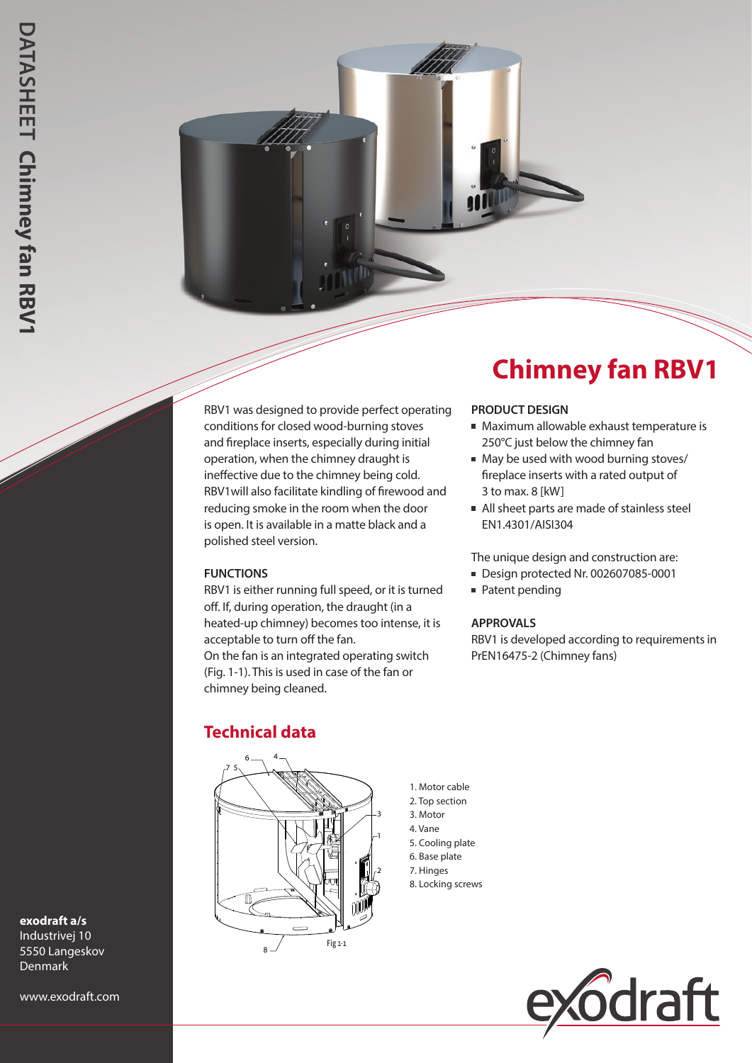# Chimney fan RBV1

RBV1 was designed to provide perfect operating conditions for closed wood-burning stoves and fireplace inserts, especially during initial operation, when the chimney draught is ineffective due to the chimney being cold. RBV1will also facilitate kindling of firewood and reducing smoke in the room when the door is open. It is available in a matte black and a polished steel version.

### FUNCTIONS

RBV1 is either running full speed, or it is turned off. If, during operation, the draught (in a heated-up chimney) becomes too intense, it is acceptable to turn off the fan.
On the fan is an integrated operating switch (Fig. 1-1). This is used in case of the fan or chimney being cleaned.

### PRODUCT DESIGN

- Maximum allowable exhaust temperature is 250°C just below the chimney fan
- May be used with wood burning stoves/ fireplace inserts with a rated output of 3 to max. 8 [kW]
- All sheet parts are made of stainless steel EN1.4301/AISI304

The unique design and construction are:

- Design protected Nr. 002607085-0001
- Patent pending

### APPROVALS

RBV1 is developed according to requirements in PrEN16475-2 (Chimney fans)

## Technical data

Fig 1-1

1. Motor cable
2. Top section
3. Motor
4. Vane
5. Cooling plate
6. Base plate
7. Hinges
8. Locking screws

**exodraft a/s**
Industrivej 10
5550 Langeskov
Denmark

www.exodraft.com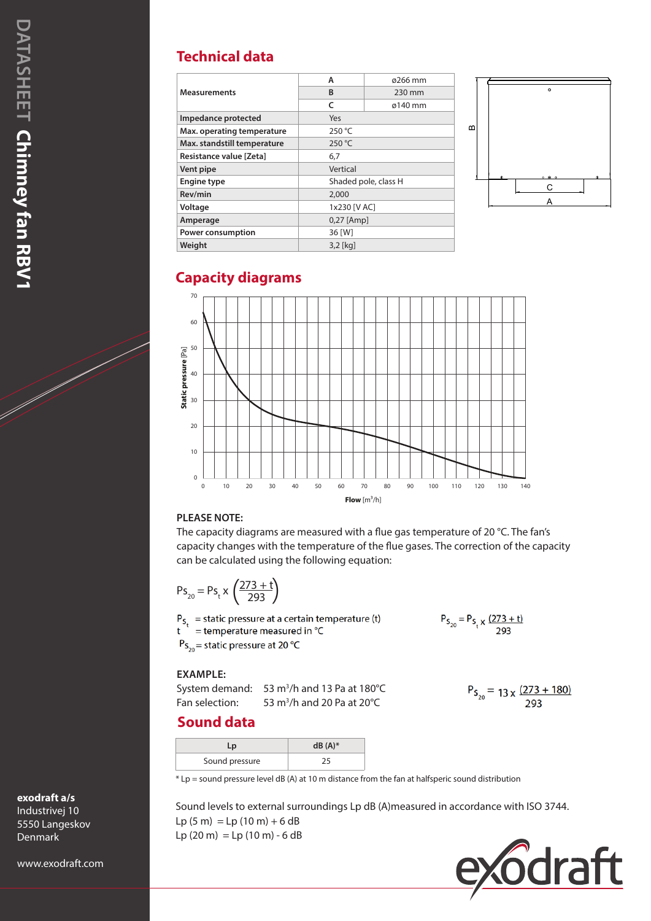DATASHEET **Chimney fan RBV1**

## Technical data

| | | |
|---|---|---|
| **Measurements** | A | ø266 mm |
| | B | 230 mm |
| | C | ø140 mm |
| **Impedance protected** | Yes | |
| **Max. operating temperature** | 250 °C | |
| **Max. standstill temperature** | 250 °C | |
| **Resistance value [Zeta]** | 6,7 | |
| **Vent pipe** | Vertical | |
| **Engine type** | Shaded pole, class H | |
| **Rev/min** | 2,000 | |
| **Voltage** | 1x230 [V AC] | |
| **Amperage** | 0,27 [Amp] | |
| **Power consumption** | 36 [W] | |
| **Weight** | 3,2 [kg] | |

B
C
A

## Capacity diagrams

Static pressure [Pa]
70
60
50
40
30
20
10
0

0 10 20 30 40 50 60 70 80 90 100 110 120 130 140

**Flow** [m³/h]

**PLEASE NOTE:**

The capacity diagrams are measured with a flue gas temperature of 20 °C. The fan's capacity changes with the temperature of the flue gases. The correction of the capacity can be calculated using the following equation:

$$Ps_{20} = Ps_t \times \left(\frac{273 + t}{293}\right)$$

$Ps_t$ = static pressure at a certain temperature (t)
t = temperature measured in °C
$Ps_{20}$ = static pressure at 20 °C

$$Ps_{20} = Ps_t \times \frac{(273 + t)}{293}$$

**EXAMPLE:**

System demand: 53 m³/h and 13 Pa at 180°C
Fan selection: 53 m³/h and 20 Pa at 20°C

$$Ps_{20} = 13 \times \frac{(273 + 180)}{293}$$

## Sound data

| Lp | dB (A)* |
|---|---|
| Sound pressure | 25 |

\* Lp = sound pressure level dB (A) at 10 m distance from the fan at halfsperic sound distribution

Sound levels to external surroundings Lp dB (A)measured in accordance with ISO 3744.
Lp (5 m) = Lp (10 m) + 6 dB
Lp (20 m) = Lp (10 m) - 6 dB

**exodraft a/s**
Industrivej 10
5550 Langeskov
Denmark

www.exodraft.com

exodraft